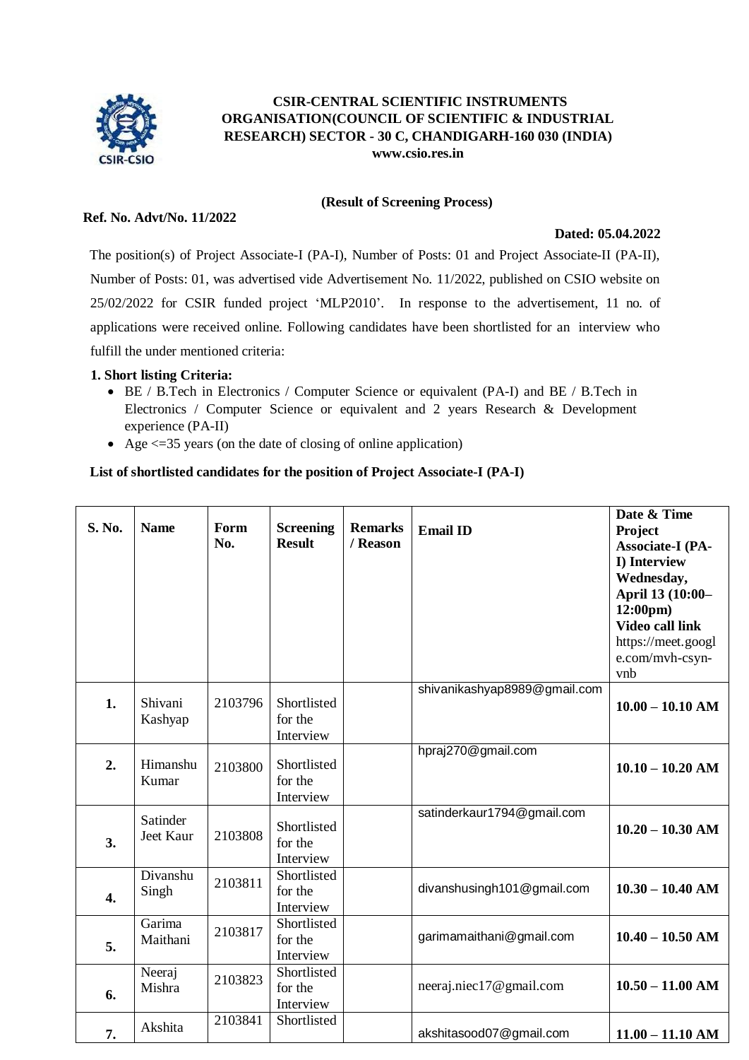**CSIR-CENTRAL SCIENTIFIC INSTRUMENTS ORGANISATION(COUNCIL OF SCIENTIFIC & INDUSTRIAL RESEARCH) SECTOR - 30 C, CHANDIGARH-160 030 (INDIA)**
**www.csio.res.in**

**(Result of Screening Process)**

**Ref. No. Advt/No. 11/2022**

**Dated: 05.04.2022**

The position(s) of Project Associate-I (PA-I), Number of Posts: 01 and Project Associate-II (PA-II), Number of Posts: 01, was advertised vide Advertisement No. 11/2022, published on CSIO website on 25/02/2022 for CSIR funded project 'MLP2010'. In response to the advertisement, 11 no. of applications were received online. Following candidates have been shortlisted for an interview who fulfill the under mentioned criteria:

**1. Short listing Criteria:**

- BE / B.Tech in Electronics / Computer Science or equivalent (PA-I) and BE / B.Tech in Electronics / Computer Science or equivalent and 2 years Research & Development experience (PA-II)
- Age <=35 years (on the date of closing of online application)

**List of shortlisted candidates for the position of Project Associate-I (PA-I)**

| S. No. | Name | Form No. | Screening Result | Remarks / Reason | Email ID | Date & Time Project Associate-I (PA-I) Interview Wednesday, April 13 (10:00–12:00pm) Video call link https://meet.google.com/mvh-csyn-vnb |
|---|---|---|---|---|---|---|
| 1. | Shivani Kashyap | 2103796 | Shortlisted for the Interview | | shivanikashyap8989@gmail.com | **10.00 – 10.10 AM** |
| 2. | Himanshu Kumar | 2103800 | Shortlisted for the Interview | | hpraj270@gmail.com | **10.10 – 10.20 AM** |
| 3. | Satinder Jeet Kaur | 2103808 | Shortlisted for the Interview | | satinderkaur1794@gmail.com | **10.20 – 10.30 AM** |
| 4. | Divanshu Singh | 2103811 | Shortlisted for the Interview | | divanshusingh101@gmail.com | **10.30 – 10.40 AM** |
| 5. | Garima Maithani | 2103817 | Shortlisted for the Interview | | garimamaithani@gmail.com | **10.40 – 10.50 AM** |
| 6. | Neeraj Mishra | 2103823 | Shortlisted for the Interview | | neeraj.niec17@gmail.com | **10.50 – 11.00 AM** |
| 7. | Akshita | 2103841 | Shortlisted | | akshitasood07@gmail.com | **11.00 – 11.10 AM** |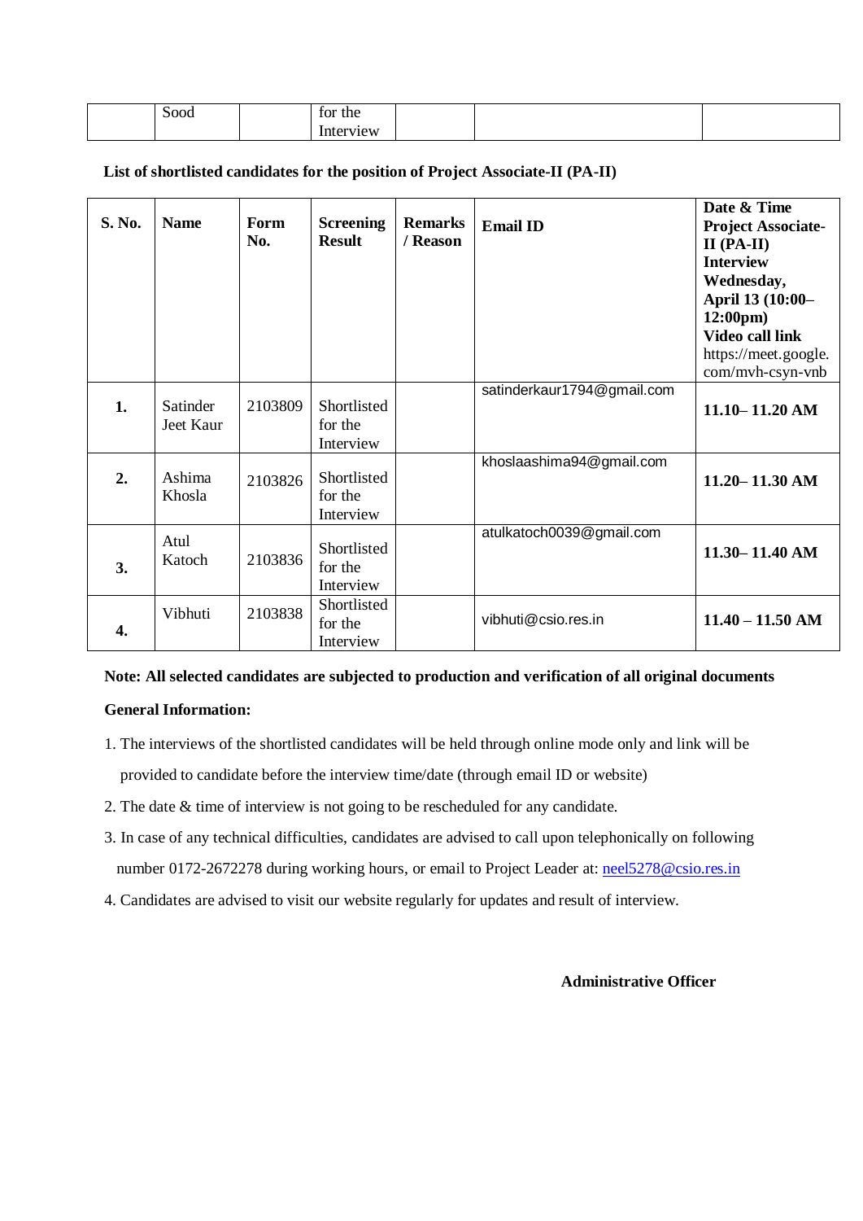| | | | | | | |
|---|---|---|---|---|---|---|
| | Sood | | for the Interview | | | |

**List of shortlisted candidates for the position of Project Associate-II (PA-II)**

| S. No. | Name | Form No. | Screening Result | Remarks / Reason | Email ID | Date & Time Project Associate-II (PA-II) Interview Wednesday, April 13 (10:00–12:00pm) Video call link https://meet.google.com/mvh-csyn-vnb |
|---|---|---|---|---|---|---|
| **1.** | Satinder Jeet Kaur | 2103809 | Shortlisted for the Interview | | satinderkaur1794@gmail.com | **11.10– 11.20 AM** |
| **2.** | Ashima Khosla | 2103826 | Shortlisted for the Interview | | khoslaashima94@gmail.com | **11.20– 11.30 AM** |
| **3.** | Atul Katoch | 2103836 | Shortlisted for the Interview | | atulkatoch0039@gmail.com | **11.30– 11.40 AM** |
| **4.** | Vibhuti | 2103838 | Shortlisted for the Interview | | vibhuti@csio.res.in | **11.40 – 11.50 AM** |

**Note: All selected candidates are subjected to production and verification of all original documents**

**General Information:**

1. The interviews of the shortlisted candidates will be held through online mode only and link will be provided to candidate before the interview time/date (through email ID or website)
2. The date & time of interview is not going to be rescheduled for any candidate.
3. In case of any technical difficulties, candidates are advised to call upon telephonically on following number 0172-2672278 during working hours, or email to Project Leader at: neel5278@csio.res.in
4. Candidates are advised to visit our website regularly for updates and result of interview.

**Administrative Officer**